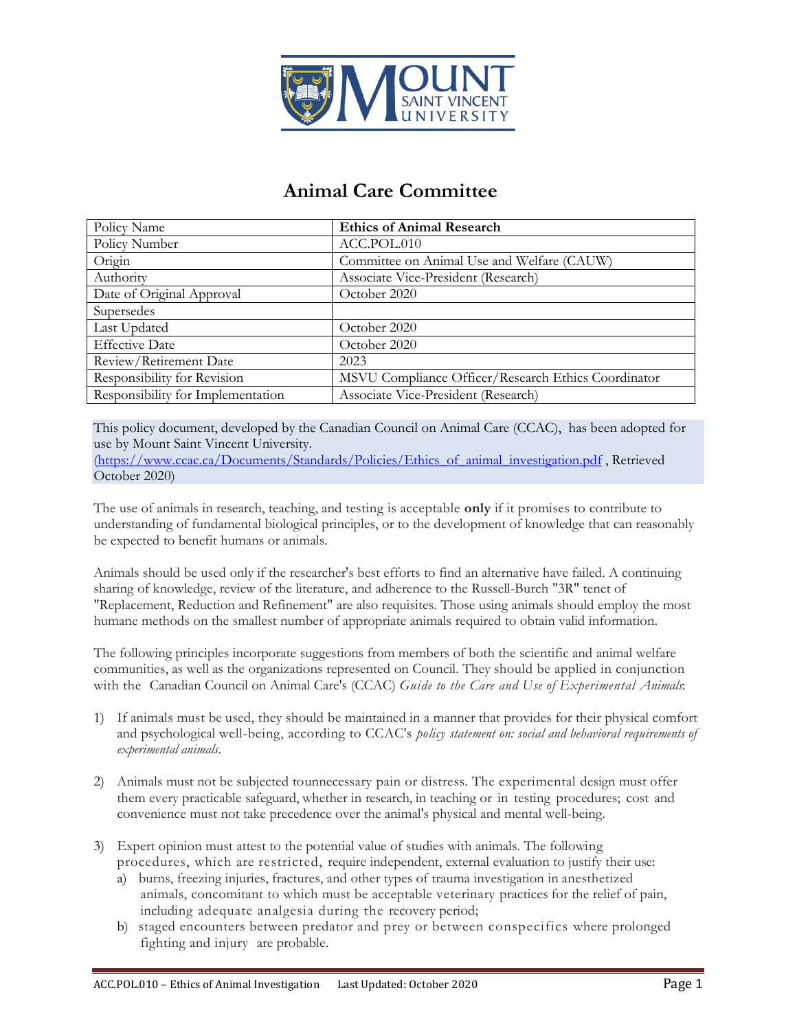# Animal Care Committee

| Policy Name | **Ethics of Animal Research** |
|---|---|
| Policy Number | ACC.POL.010 |
| Origin | Committee on Animal Use and Welfare (CAUW) |
| Authority | Associate Vice-President (Research) |
| Date of Original Approval | October 2020 |
| Supersedes | |
| Last Updated | October 2020 |
| Effective Date | October 2020 |
| Review/Retirement Date | 2023 |
| Responsibility for Revision | MSVU Compliance Officer/Research Ethics Coordinator |
| Responsibility for Implementation | Associate Vice-President (Research) |

This policy document, developed by the Canadian Council on Animal Care (CCAC), has been adopted for use by Mount Saint Vincent University.
(https://www.ccac.ca/Documents/Standards/Policies/Ethics_of_animal_investigation.pdf , Retrieved October 2020)

The use of animals in research, teaching, and testing is acceptable **only** if it promises to contribute to understanding of fundamental biological principles, or to the development of knowledge that can reasonably be expected to benefit humans or animals.

Animals should be used only if the researcher's best efforts to find an alternative have failed. A continuing sharing of knowledge, review of the literature, and adherence to the Russell-Burch "3R" tenet of "Replacement, Reduction and Refinement" are also requisites. Those using animals should employ the most humane methods on the smallest number of appropriate animals required to obtain valid information.

The following principles incorporate suggestions from members of both the scientific and animal welfare communities, as well as the organizations represented on Council. They should be applied in conjunction with the Canadian Council on Animal Care's (CCAC) *Guide to the Care and Use of Experimental Animals*:

1) If animals must be used, they should be maintained in a manner that provides for their physical comfort and psychological well-being, according to CCAC's *policy statement on: social and behavioral requirements of experimental animals*.

2) Animals must not be subjected tounnecessary pain or distress. The experimental design must offer them every practicable safeguard, whether in research, in teaching or in testing procedures; cost and convenience must not take precedence over the animal's physical and mental well-being.

3) Expert opinion must attest to the potential value of studies with animals. The following procedures, which are restricted, require independent, external evaluation to justify their use:
   a) burns, freezing injuries, fractures, and other types of trauma investigation in anesthetized animals, concomitant to which must be acceptable veterinary practices for the relief of pain, including adequate analgesia during the recovery period;
   b) staged encounters between predator and prey or between conspecifics where prolonged fighting and injury are probable.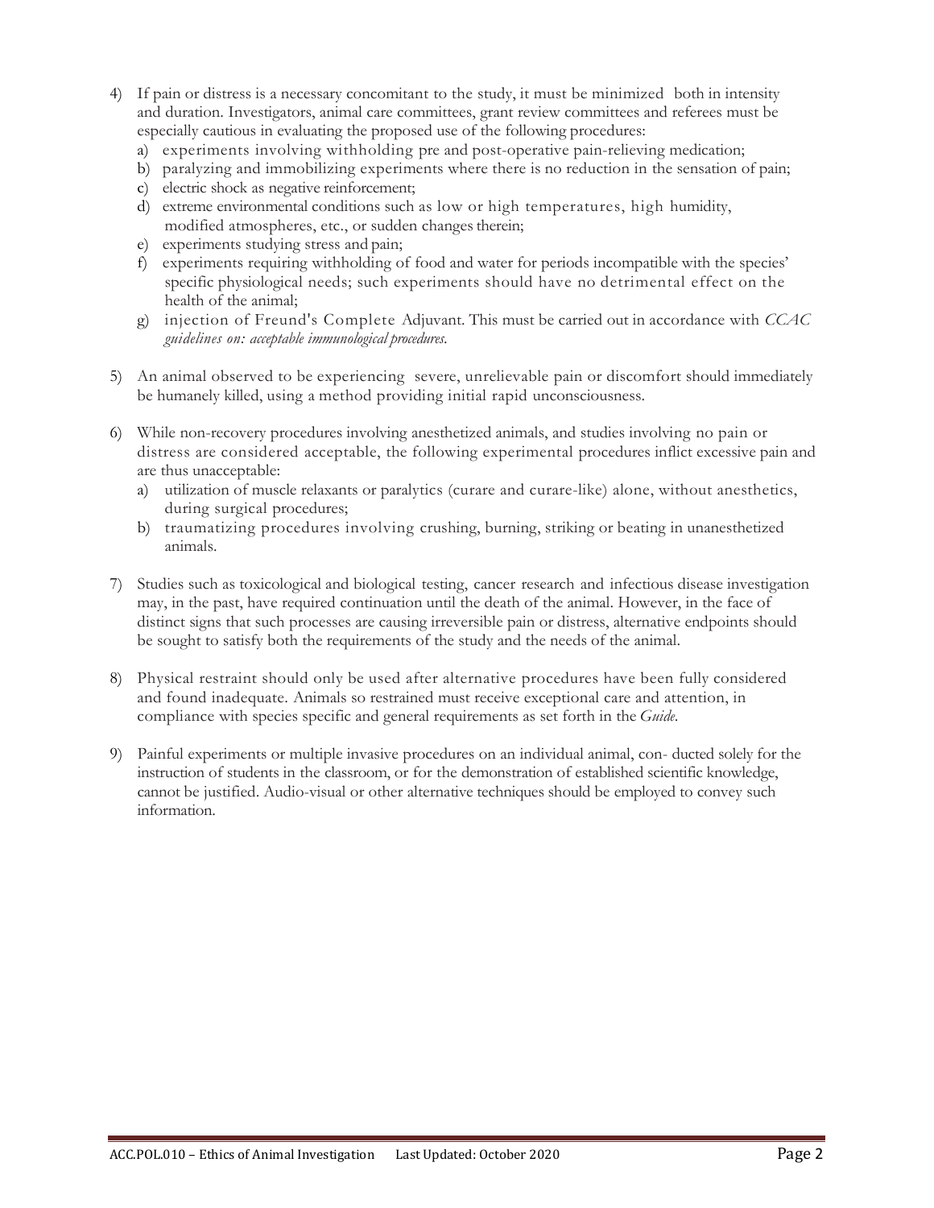4) If pain or distress is a necessary concomitant to the study, it must be minimized both in intensity and duration. Investigators, animal care committees, grant review committees and referees must be especially cautious in evaluating the proposed use of the following procedures:
   a) experiments involving withholding pre and post-operative pain-relieving medication;
   b) paralyzing and immobilizing experiments where there is no reduction in the sensation of pain;
   c) electric shock as negative reinforcement;
   d) extreme environmental conditions such as low or high temperatures, high humidity, modified atmospheres, etc., or sudden changes therein;
   e) experiments studying stress and pain;
   f) experiments requiring withholding of food and water for periods incompatible with the species' specific physiological needs; such experiments should have no detrimental effect on the health of the animal;
   g) injection of Freund's Complete Adjuvant. This must be carried out in accordance with *CCAC guidelines on: acceptable immunological procedures*.

5) An animal observed to be experiencing severe, unrelievable pain or discomfort should immediately be humanely killed, using a method providing initial rapid unconsciousness.

6) While non-recovery procedures involving anesthetized animals, and studies involving no pain or distress are considered acceptable, the following experimental procedures inflict excessive pain and are thus unacceptable:
   a) utilization of muscle relaxants or paralytics (curare and curare-like) alone, without anesthetics, during surgical procedures;
   b) traumatizing procedures involving crushing, burning, striking or beating in unanesthetized animals.

7) Studies such as toxicological and biological testing, cancer research and infectious disease investigation may, in the past, have required continuation until the death of the animal. However, in the face of distinct signs that such processes are causing irreversible pain or distress, alternative endpoints should be sought to satisfy both the requirements of the study and the needs of the animal.

8) Physical restraint should only be used after alternative procedures have been fully considered and found inadequate. Animals so restrained must receive exceptional care and attention, in compliance with species specific and general requirements as set forth in the *Guide*.

9) Painful experiments or multiple invasive procedures on an individual animal, con- ducted solely for the instruction of students in the classroom, or for the demonstration of established scientific knowledge, cannot be justified. Audio-visual or other alternative techniques should be employed to convey such information.